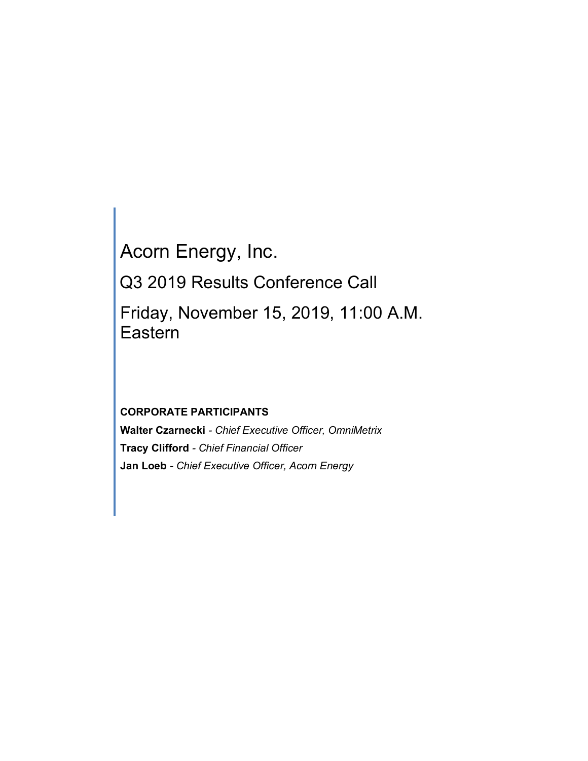# Acorn Energy, Inc.

## Q3 2019 Results Conference Call

## Friday, November 15, 2019, 11:00 A.M. Eastern

**CORPORATE PARTICIPANTS**

**Walter Czarnecki** - *Chief Executive Officer, OmniMetrix*

**Tracy Clifford** - *Chief Financial Officer*

**Jan Loeb** - *Chief Executive Officer, Acorn Energy*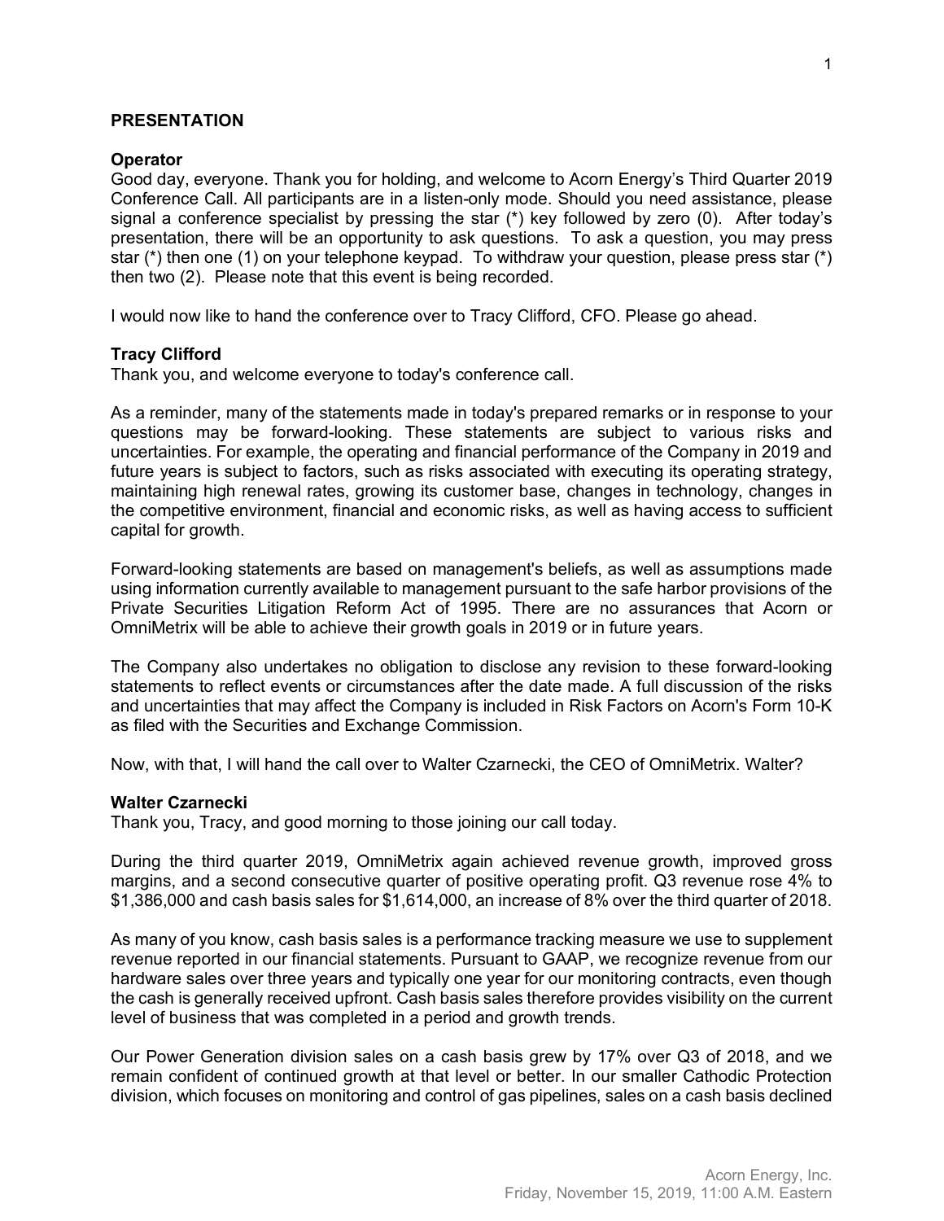## PRESENTATION

**Operator**
Good day, everyone. Thank you for holding, and welcome to Acorn Energy's Third Quarter 2019 Conference Call. All participants are in a listen-only mode. Should you need assistance, please signal a conference specialist by pressing the star (*) key followed by zero (0). After today's presentation, there will be an opportunity to ask questions. To ask a question, you may press star (*) then one (1) on your telephone keypad. To withdraw your question, please press star (*) then two (2). Please note that this event is being recorded.

I would now like to hand the conference over to Tracy Clifford, CFO. Please go ahead.

**Tracy Clifford**
Thank you, and welcome everyone to today's conference call.

As a reminder, many of the statements made in today's prepared remarks or in response to your questions may be forward-looking. These statements are subject to various risks and uncertainties. For example, the operating and financial performance of the Company in 2019 and future years is subject to factors, such as risks associated with executing its operating strategy, maintaining high renewal rates, growing its customer base, changes in technology, changes in the competitive environment, financial and economic risks, as well as having access to sufficient capital for growth.

Forward-looking statements are based on management's beliefs, as well as assumptions made using information currently available to management pursuant to the safe harbor provisions of the Private Securities Litigation Reform Act of 1995. There are no assurances that Acorn or OmniMetrix will be able to achieve their growth goals in 2019 or in future years.

The Company also undertakes no obligation to disclose any revision to these forward-looking statements to reflect events or circumstances after the date made. A full discussion of the risks and uncertainties that may affect the Company is included in Risk Factors on Acorn's Form 10-K as filed with the Securities and Exchange Commission.

Now, with that, I will hand the call over to Walter Czarnecki, the CEO of OmniMetrix. Walter?

**Walter Czarnecki**
Thank you, Tracy, and good morning to those joining our call today.

During the third quarter 2019, OmniMetrix again achieved revenue growth, improved gross margins, and a second consecutive quarter of positive operating profit. Q3 revenue rose 4% to $1,386,000 and cash basis sales for $1,614,000, an increase of 8% over the third quarter of 2018.

As many of you know, cash basis sales is a performance tracking measure we use to supplement revenue reported in our financial statements. Pursuant to GAAP, we recognize revenue from our hardware sales over three years and typically one year for our monitoring contracts, even though the cash is generally received upfront. Cash basis sales therefore provides visibility on the current level of business that was completed in a period and growth trends.

Our Power Generation division sales on a cash basis grew by 17% over Q3 of 2018, and we remain confident of continued growth at that level or better. In our smaller Cathodic Protection division, which focuses on monitoring and control of gas pipelines, sales on a cash basis declined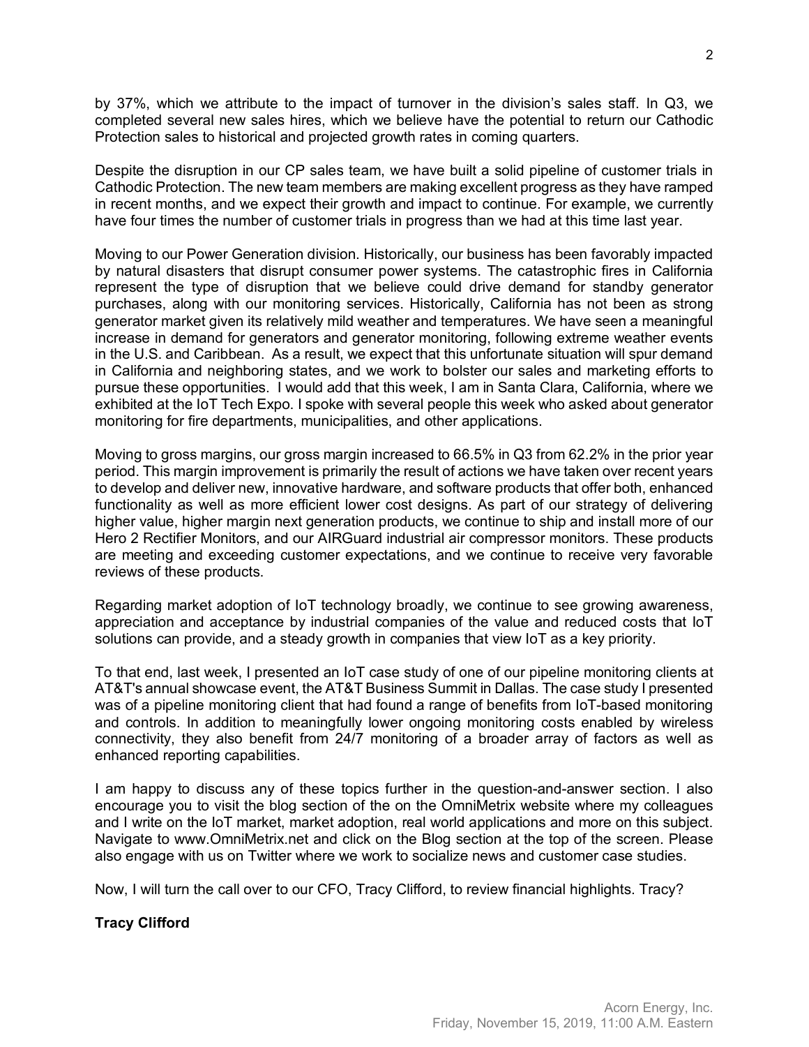by 37%, which we attribute to the impact of turnover in the division's sales staff. In Q3, we completed several new sales hires, which we believe have the potential to return our Cathodic Protection sales to historical and projected growth rates in coming quarters.

Despite the disruption in our CP sales team, we have built a solid pipeline of customer trials in Cathodic Protection. The new team members are making excellent progress as they have ramped in recent months, and we expect their growth and impact to continue. For example, we currently have four times the number of customer trials in progress than we had at this time last year.

Moving to our Power Generation division. Historically, our business has been favorably impacted by natural disasters that disrupt consumer power systems. The catastrophic fires in California represent the type of disruption that we believe could drive demand for standby generator purchases, along with our monitoring services. Historically, California has not been as strong generator market given its relatively mild weather and temperatures. We have seen a meaningful increase in demand for generators and generator monitoring, following extreme weather events in the U.S. and Caribbean. As a result, we expect that this unfortunate situation will spur demand in California and neighboring states, and we work to bolster our sales and marketing efforts to pursue these opportunities. I would add that this week, I am in Santa Clara, California, where we exhibited at the IoT Tech Expo. I spoke with several people this week who asked about generator monitoring for fire departments, municipalities, and other applications.

Moving to gross margins, our gross margin increased to 66.5% in Q3 from 62.2% in the prior year period. This margin improvement is primarily the result of actions we have taken over recent years to develop and deliver new, innovative hardware, and software products that offer both, enhanced functionality as well as more efficient lower cost designs. As part of our strategy of delivering higher value, higher margin next generation products, we continue to ship and install more of our Hero 2 Rectifier Monitors, and our AIRGuard industrial air compressor monitors. These products are meeting and exceeding customer expectations, and we continue to receive very favorable reviews of these products.

Regarding market adoption of IoT technology broadly, we continue to see growing awareness, appreciation and acceptance by industrial companies of the value and reduced costs that IoT solutions can provide, and a steady growth in companies that view IoT as a key priority.

To that end, last week, I presented an IoT case study of one of our pipeline monitoring clients at AT&T's annual showcase event, the AT&T Business Summit in Dallas. The case study I presented was of a pipeline monitoring client that had found a range of benefits from IoT-based monitoring and controls. In addition to meaningfully lower ongoing monitoring costs enabled by wireless connectivity, they also benefit from 24/7 monitoring of a broader array of factors as well as enhanced reporting capabilities.

I am happy to discuss any of these topics further in the question-and-answer section. I also encourage you to visit the blog section of the on the OmniMetrix website where my colleagues and I write on the IoT market, market adoption, real world applications and more on this subject. Navigate to www.OmniMetrix.net and click on the Blog section at the top of the screen. Please also engage with us on Twitter where we work to socialize news and customer case studies.

Now, I will turn the call over to our CFO, Tracy Clifford, to review financial highlights. Tracy?

**Tracy Clifford**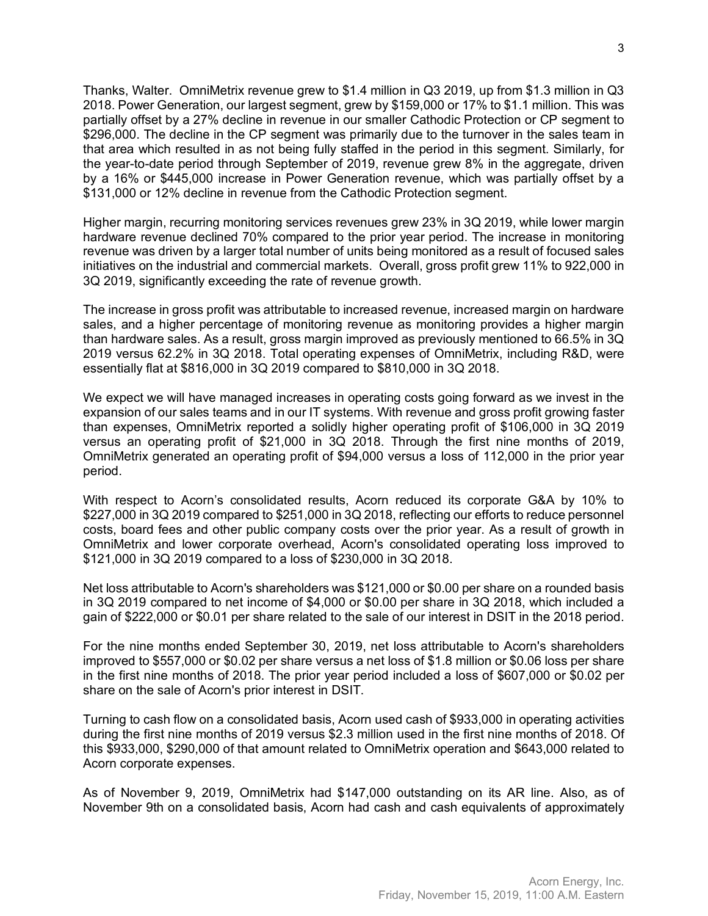Thanks, Walter. OmniMetrix revenue grew to $1.4 million in Q3 2019, up from $1.3 million in Q3 2018. Power Generation, our largest segment, grew by $159,000 or 17% to $1.1 million. This was partially offset by a 27% decline in revenue in our smaller Cathodic Protection or CP segment to $296,000. The decline in the CP segment was primarily due to the turnover in the sales team in that area which resulted in as not being fully staffed in the period in this segment. Similarly, for the year-to-date period through September of 2019, revenue grew 8% in the aggregate, driven by a 16% or $445,000 increase in Power Generation revenue, which was partially offset by a $131,000 or 12% decline in revenue from the Cathodic Protection segment.

Higher margin, recurring monitoring services revenues grew 23% in 3Q 2019, while lower margin hardware revenue declined 70% compared to the prior year period. The increase in monitoring revenue was driven by a larger total number of units being monitored as a result of focused sales initiatives on the industrial and commercial markets. Overall, gross profit grew 11% to 922,000 in 3Q 2019, significantly exceeding the rate of revenue growth.

The increase in gross profit was attributable to increased revenue, increased margin on hardware sales, and a higher percentage of monitoring revenue as monitoring provides a higher margin than hardware sales. As a result, gross margin improved as previously mentioned to 66.5% in 3Q 2019 versus 62.2% in 3Q 2018. Total operating expenses of OmniMetrix, including R&D, were essentially flat at $816,000 in 3Q 2019 compared to $810,000 in 3Q 2018.

We expect we will have managed increases in operating costs going forward as we invest in the expansion of our sales teams and in our IT systems. With revenue and gross profit growing faster than expenses, OmniMetrix reported a solidly higher operating profit of $106,000 in 3Q 2019 versus an operating profit of $21,000 in 3Q 2018. Through the first nine months of 2019, OmniMetrix generated an operating profit of $94,000 versus a loss of 112,000 in the prior year period.

With respect to Acorn's consolidated results, Acorn reduced its corporate G&A by 10% to $227,000 in 3Q 2019 compared to $251,000 in 3Q 2018, reflecting our efforts to reduce personnel costs, board fees and other public company costs over the prior year. As a result of growth in OmniMetrix and lower corporate overhead, Acorn's consolidated operating loss improved to $121,000 in 3Q 2019 compared to a loss of $230,000 in 3Q 2018.

Net loss attributable to Acorn's shareholders was $121,000 or $0.00 per share on a rounded basis in 3Q 2019 compared to net income of $4,000 or $0.00 per share in 3Q 2018, which included a gain of $222,000 or $0.01 per share related to the sale of our interest in DSIT in the 2018 period.

For the nine months ended September 30, 2019, net loss attributable to Acorn's shareholders improved to $557,000 or $0.02 per share versus a net loss of $1.8 million or $0.06 loss per share in the first nine months of 2018. The prior year period included a loss of $607,000 or $0.02 per share on the sale of Acorn's prior interest in DSIT.

Turning to cash flow on a consolidated basis, Acorn used cash of $933,000 in operating activities during the first nine months of 2019 versus $2.3 million used in the first nine months of 2018. Of this $933,000, $290,000 of that amount related to OmniMetrix operation and $643,000 related to Acorn corporate expenses.

As of November 9, 2019, OmniMetrix had $147,000 outstanding on its AR line. Also, as of November 9th on a consolidated basis, Acorn had cash and cash equivalents of approximately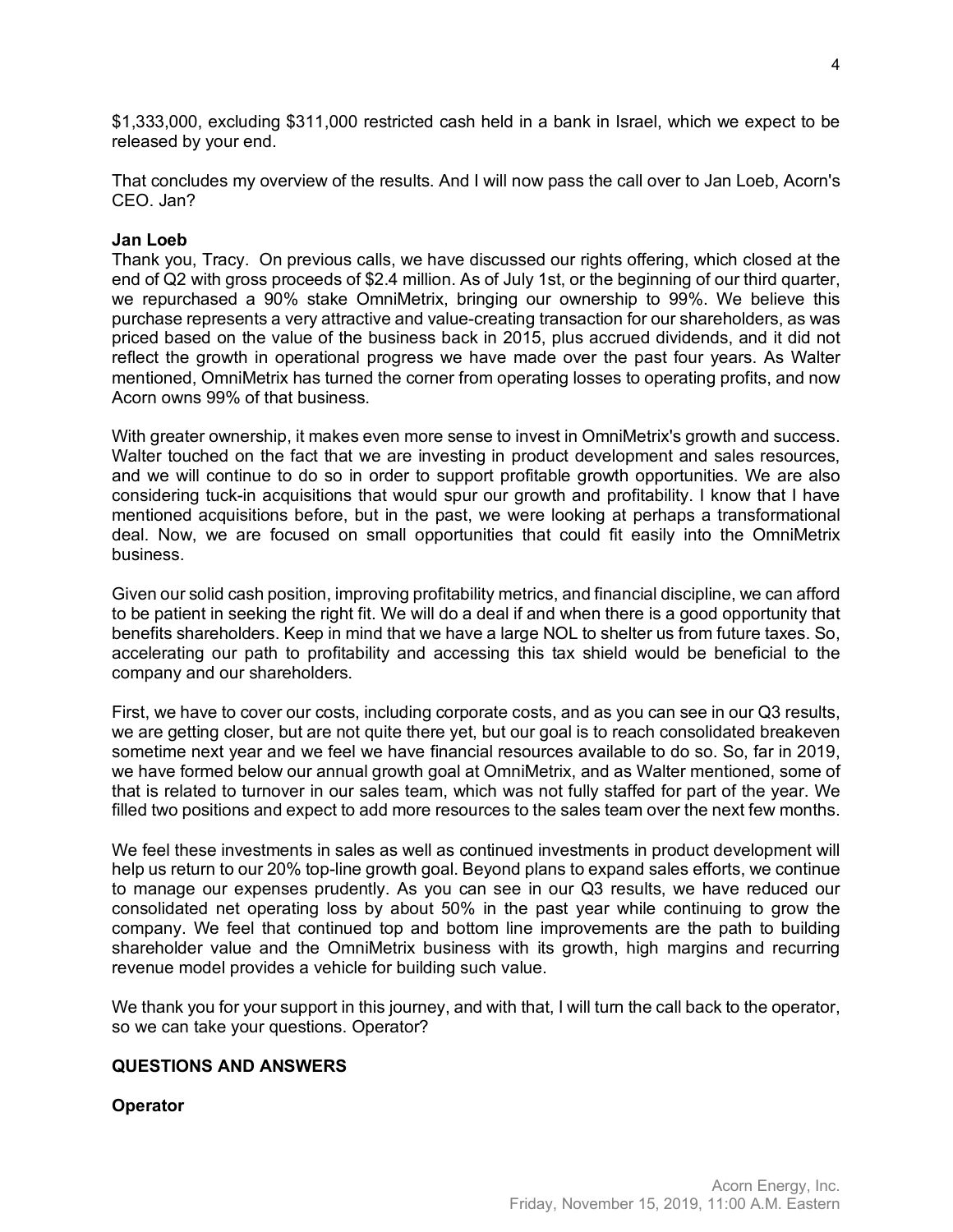$1,333,000, excluding $311,000 restricted cash held in a bank in Israel, which we expect to be released by your end.

That concludes my overview of the results. And I will now pass the call over to Jan Loeb, Acorn's CEO. Jan?

**Jan Loeb**

Thank you, Tracy. On previous calls, we have discussed our rights offering, which closed at the end of Q2 with gross proceeds of $2.4 million. As of July 1st, or the beginning of our third quarter, we repurchased a 90% stake OmniMetrix, bringing our ownership to 99%. We believe this purchase represents a very attractive and value-creating transaction for our shareholders, as was priced based on the value of the business back in 2015, plus accrued dividends, and it did not reflect the growth in operational progress we have made over the past four years. As Walter mentioned, OmniMetrix has turned the corner from operating losses to operating profits, and now Acorn owns 99% of that business.

With greater ownership, it makes even more sense to invest in OmniMetrix's growth and success. Walter touched on the fact that we are investing in product development and sales resources, and we will continue to do so in order to support profitable growth opportunities. We are also considering tuck-in acquisitions that would spur our growth and profitability. I know that I have mentioned acquisitions before, but in the past, we were looking at perhaps a transformational deal. Now, we are focused on small opportunities that could fit easily into the OmniMetrix business.

Given our solid cash position, improving profitability metrics, and financial discipline, we can afford to be patient in seeking the right fit. We will do a deal if and when there is a good opportunity that benefits shareholders. Keep in mind that we have a large NOL to shelter us from future taxes. So, accelerating our path to profitability and accessing this tax shield would be beneficial to the company and our shareholders.

First, we have to cover our costs, including corporate costs, and as you can see in our Q3 results, we are getting closer, but are not quite there yet, but our goal is to reach consolidated breakeven sometime next year and we feel we have financial resources available to do so. So, far in 2019, we have formed below our annual growth goal at OmniMetrix, and as Walter mentioned, some of that is related to turnover in our sales team, which was not fully staffed for part of the year. We filled two positions and expect to add more resources to the sales team over the next few months.

We feel these investments in sales as well as continued investments in product development will help us return to our 20% top-line growth goal. Beyond plans to expand sales efforts, we continue to manage our expenses prudently. As you can see in our Q3 results, we have reduced our consolidated net operating loss by about 50% in the past year while continuing to grow the company. We feel that continued top and bottom line improvements are the path to building shareholder value and the OmniMetrix business with its growth, high margins and recurring revenue model provides a vehicle for building such value.

We thank you for your support in this journey, and with that, I will turn the call back to the operator, so we can take your questions. Operator?

**QUESTIONS AND ANSWERS**

**Operator**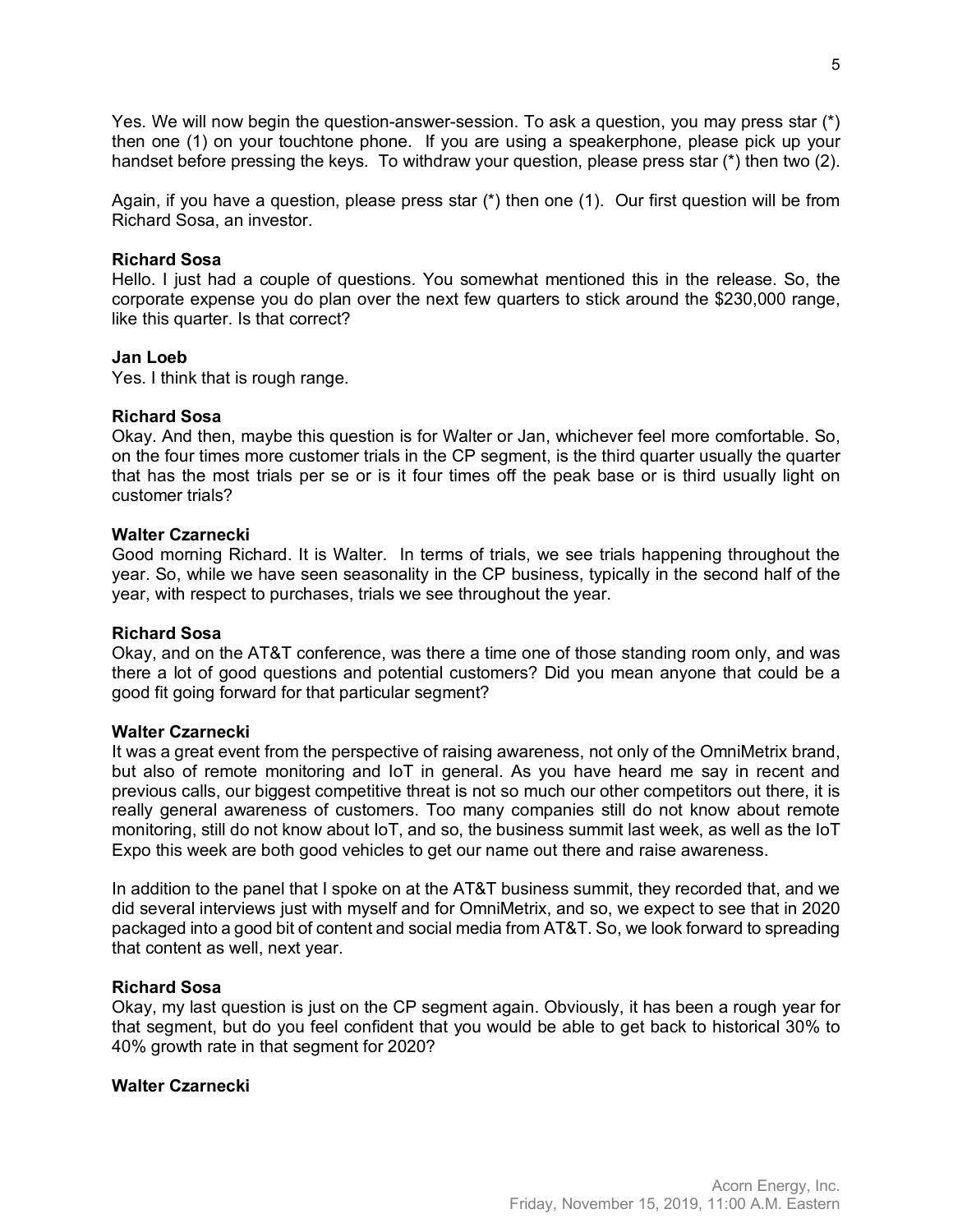Yes. We will now begin the question-answer-session. To ask a question, you may press star (*) then one (1) on your touchtone phone. If you are using a speakerphone, please pick up your handset before pressing the keys. To withdraw your question, please press star (*) then two (2).

Again, if you have a question, please press star (*) then one (1). Our first question will be from Richard Sosa, an investor.

**Richard Sosa**
Hello. I just had a couple of questions. You somewhat mentioned this in the release. So, the corporate expense you do plan over the next few quarters to stick around the $230,000 range, like this quarter. Is that correct?

**Jan Loeb**
Yes. I think that is rough range.

**Richard Sosa**
Okay. And then, maybe this question is for Walter or Jan, whichever feel more comfortable. So, on the four times more customer trials in the CP segment, is the third quarter usually the quarter that has the most trials per se or is it four times off the peak base or is third usually light on customer trials?

**Walter Czarnecki**
Good morning Richard. It is Walter. In terms of trials, we see trials happening throughout the year. So, while we have seen seasonality in the CP business, typically in the second half of the year, with respect to purchases, trials we see throughout the year.

**Richard Sosa**
Okay, and on the AT&T conference, was there a time one of those standing room only, and was there a lot of good questions and potential customers? Did you mean anyone that could be a good fit going forward for that particular segment?

**Walter Czarnecki**
It was a great event from the perspective of raising awareness, not only of the OmniMetrix brand, but also of remote monitoring and IoT in general. As you have heard me say in recent and previous calls, our biggest competitive threat is not so much our other competitors out there, it is really general awareness of customers. Too many companies still do not know about remote monitoring, still do not know about IoT, and so, the business summit last week, as well as the IoT Expo this week are both good vehicles to get our name out there and raise awareness.

In addition to the panel that I spoke on at the AT&T business summit, they recorded that, and we did several interviews just with myself and for OmniMetrix, and so, we expect to see that in 2020 packaged into a good bit of content and social media from AT&T. So, we look forward to spreading that content as well, next year.

**Richard Sosa**
Okay, my last question is just on the CP segment again. Obviously, it has been a rough year for that segment, but do you feel confident that you would be able to get back to historical 30% to 40% growth rate in that segment for 2020?

**Walter Czarnecki**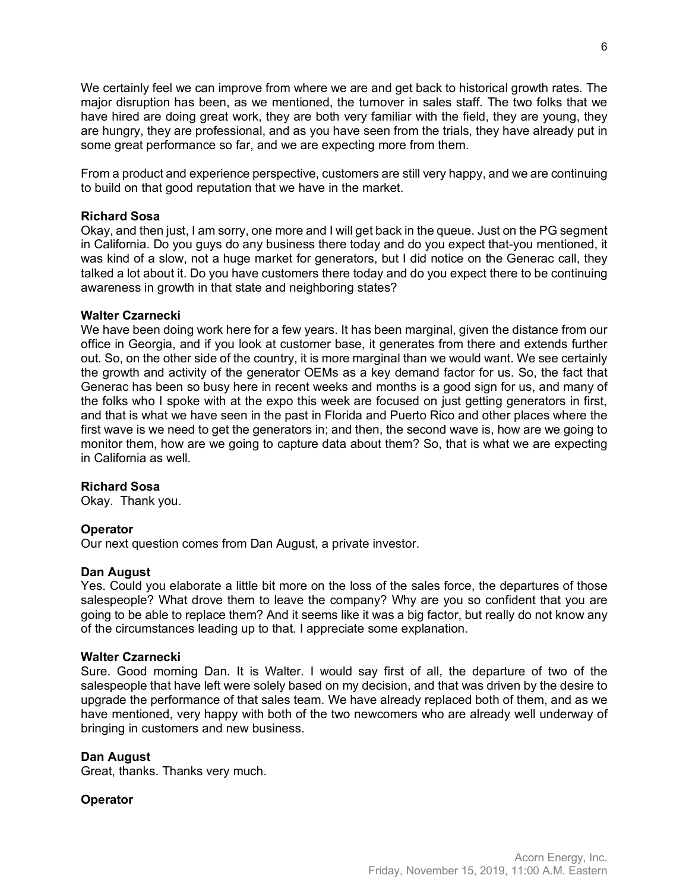We certainly feel we can improve from where we are and get back to historical growth rates. The major disruption has been, as we mentioned, the turnover in sales staff. The two folks that we have hired are doing great work, they are both very familiar with the field, they are young, they are hungry, they are professional, and as you have seen from the trials, they have already put in some great performance so far, and we are expecting more from them.

From a product and experience perspective, customers are still very happy, and we are continuing to build on that good reputation that we have in the market.

**Richard Sosa**
Okay, and then just, I am sorry, one more and I will get back in the queue. Just on the PG segment in California. Do you guys do any business there today and do you expect that-you mentioned, it was kind of a slow, not a huge market for generators, but I did notice on the Generac call, they talked a lot about it. Do you have customers there today and do you expect there to be continuing awareness in growth in that state and neighboring states?

**Walter Czarnecki**
We have been doing work here for a few years. It has been marginal, given the distance from our office in Georgia, and if you look at customer base, it generates from there and extends further out. So, on the other side of the country, it is more marginal than we would want. We see certainly the growth and activity of the generator OEMs as a key demand factor for us. So, the fact that Generac has been so busy here in recent weeks and months is a good sign for us, and many of the folks who I spoke with at the expo this week are focused on just getting generators in first, and that is what we have seen in the past in Florida and Puerto Rico and other places where the first wave is we need to get the generators in; and then, the second wave is, how are we going to monitor them, how are we going to capture data about them? So, that is what we are expecting in California as well.

**Richard Sosa**
Okay. Thank you.

**Operator**
Our next question comes from Dan August, a private investor.

**Dan August**
Yes. Could you elaborate a little bit more on the loss of the sales force, the departures of those salespeople? What drove them to leave the company? Why are you so confident that you are going to be able to replace them? And it seems like it was a big factor, but really do not know any of the circumstances leading up to that. I appreciate some explanation.

**Walter Czarnecki**
Sure. Good morning Dan. It is Walter. I would say first of all, the departure of two of the salespeople that have left were solely based on my decision, and that was driven by the desire to upgrade the performance of that sales team. We have already replaced both of them, and as we have mentioned, very happy with both of the two newcomers who are already well underway of bringing in customers and new business.

**Dan August**
Great, thanks. Thanks very much.

**Operator**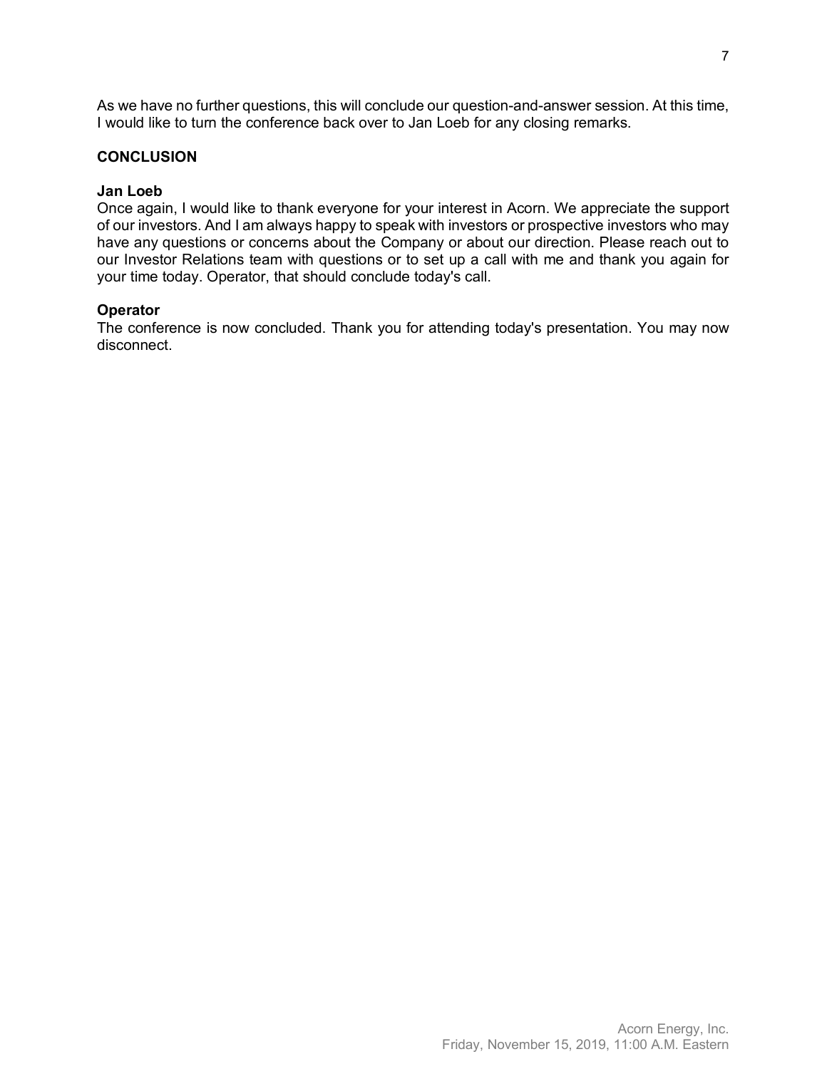As we have no further questions, this will conclude our question-and-answer session. At this time, I would like to turn the conference back over to Jan Loeb for any closing remarks.

## CONCLUSION

**Jan Loeb**
Once again, I would like to thank everyone for your interest in Acorn. We appreciate the support of our investors. And I am always happy to speak with investors or prospective investors who may have any questions or concerns about the Company or about our direction. Please reach out to our Investor Relations team with questions or to set up a call with me and thank you again for your time today. Operator, that should conclude today's call.

**Operator**
The conference is now concluded. Thank you for attending today's presentation. You may now disconnect.